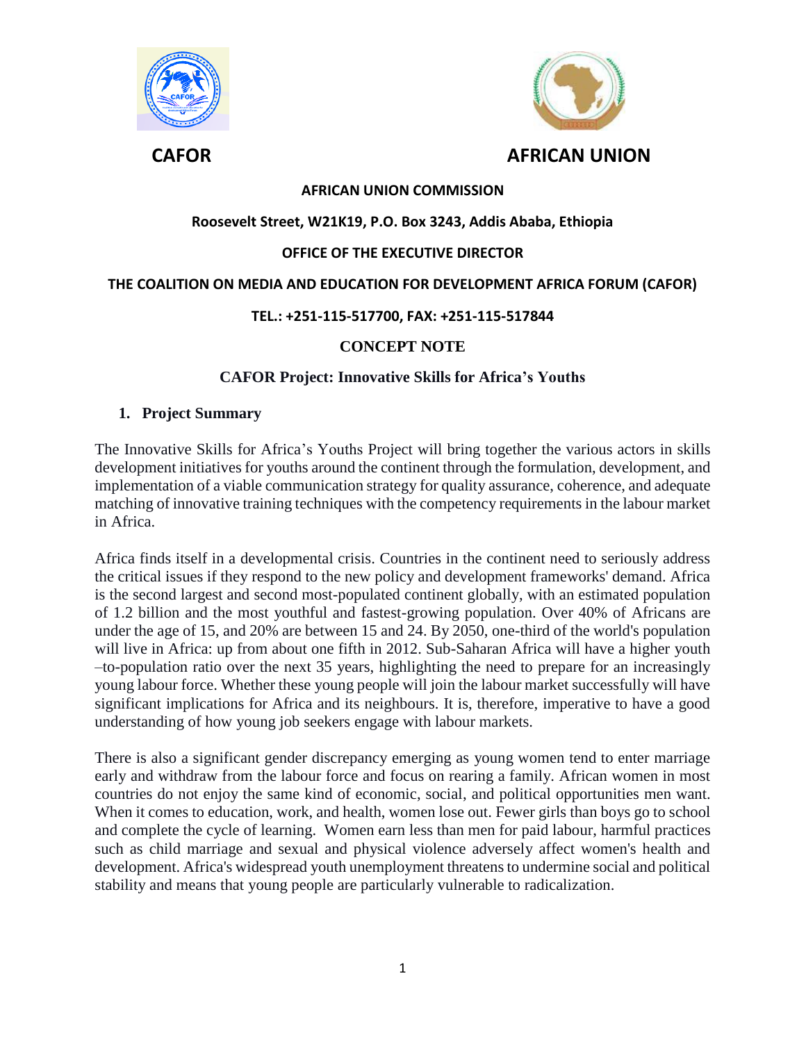**CAFOR** **AFRICAN UNION**

**AFRICAN UNION COMMISSION**

**Roosevelt Street, W21K19, P.O. Box 3243, Addis Ababa, Ethiopia**

**OFFICE OF THE EXECUTIVE DIRECTOR**

**THE COALITION ON MEDIA AND EDUCATION FOR DEVELOPMENT AFRICA FORUM (CAFOR)**

**TEL.: +251-115-517700, FAX: +251-115-517844**

# CONCEPT NOTE

## CAFOR Project: Innovative Skills for Africa's Youths

### 1. Project Summary

The Innovative Skills for Africa's Youths Project will bring together the various actors in skills development initiatives for youths around the continent through the formulation, development, and implementation of a viable communication strategy for quality assurance, coherence, and adequate matching of innovative training techniques with the competency requirements in the labour market in Africa.

Africa finds itself in a developmental crisis. Countries in the continent need to seriously address the critical issues if they respond to the new policy and development frameworks' demand. Africa is the second largest and second most-populated continent globally, with an estimated population of 1.2 billion and the most youthful and fastest-growing population. Over 40% of Africans are under the age of 15, and 20% are between 15 and 24. By 2050, one-third of the world's population will live in Africa: up from about one fifth in 2012. Sub-Saharan Africa will have a higher youth –to-population ratio over the next 35 years, highlighting the need to prepare for an increasingly young labour force. Whether these young people will join the labour market successfully will have significant implications for Africa and its neighbours. It is, therefore, imperative to have a good understanding of how young job seekers engage with labour markets.

There is also a significant gender discrepancy emerging as young women tend to enter marriage early and withdraw from the labour force and focus on rearing a family. African women in most countries do not enjoy the same kind of economic, social, and political opportunities men want. When it comes to education, work, and health, women lose out. Fewer girls than boys go to school and complete the cycle of learning. Women earn less than men for paid labour, harmful practices such as child marriage and sexual and physical violence adversely affect women's health and development. Africa's widespread youth unemployment threatens to undermine social and political stability and means that young people are particularly vulnerable to radicalization.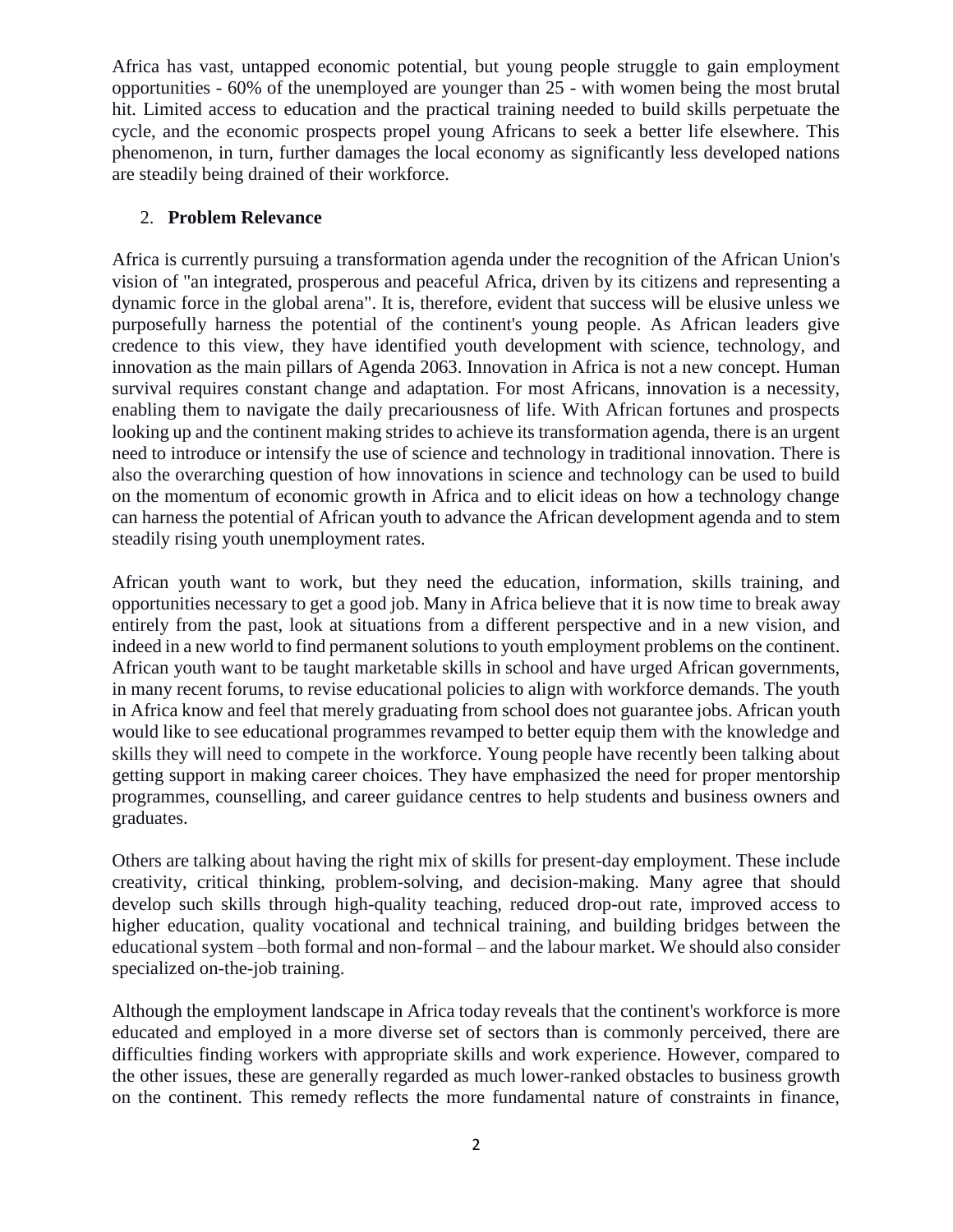Africa has vast, untapped economic potential, but young people struggle to gain employment opportunities - 60% of the unemployed are younger than 25 - with women being the most brutal hit. Limited access to education and the practical training needed to build skills perpetuate the cycle, and the economic prospects propel young Africans to seek a better life elsewhere. This phenomenon, in turn, further damages the local economy as significantly less developed nations are steadily being drained of their workforce.

## 2. **Problem Relevance**

Africa is currently pursuing a transformation agenda under the recognition of the African Union's vision of "an integrated, prosperous and peaceful Africa, driven by its citizens and representing a dynamic force in the global arena". It is, therefore, evident that success will be elusive unless we purposefully harness the potential of the continent's young people. As African leaders give credence to this view, they have identified youth development with science, technology, and innovation as the main pillars of Agenda 2063. Innovation in Africa is not a new concept. Human survival requires constant change and adaptation. For most Africans, innovation is a necessity, enabling them to navigate the daily precariousness of life. With African fortunes and prospects looking up and the continent making strides to achieve its transformation agenda, there is an urgent need to introduce or intensify the use of science and technology in traditional innovation. There is also the overarching question of how innovations in science and technology can be used to build on the momentum of economic growth in Africa and to elicit ideas on how a technology change can harness the potential of African youth to advance the African development agenda and to stem steadily rising youth unemployment rates.

African youth want to work, but they need the education, information, skills training, and opportunities necessary to get a good job. Many in Africa believe that it is now time to break away entirely from the past, look at situations from a different perspective and in a new vision, and indeed in a new world to find permanent solutions to youth employment problems on the continent. African youth want to be taught marketable skills in school and have urged African governments, in many recent forums, to revise educational policies to align with workforce demands. The youth in Africa know and feel that merely graduating from school does not guarantee jobs. African youth would like to see educational programmes revamped to better equip them with the knowledge and skills they will need to compete in the workforce. Young people have recently been talking about getting support in making career choices. They have emphasized the need for proper mentorship programmes, counselling, and career guidance centres to help students and business owners and graduates.

Others are talking about having the right mix of skills for present-day employment. These include creativity, critical thinking, problem-solving, and decision-making. Many agree that should develop such skills through high-quality teaching, reduced drop-out rate, improved access to higher education, quality vocational and technical training, and building bridges between the educational system –both formal and non-formal – and the labour market. We should also consider specialized on-the-job training.

Although the employment landscape in Africa today reveals that the continent's workforce is more educated and employed in a more diverse set of sectors than is commonly perceived, there are difficulties finding workers with appropriate skills and work experience. However, compared to the other issues, these are generally regarded as much lower-ranked obstacles to business growth on the continent. This remedy reflects the more fundamental nature of constraints in finance,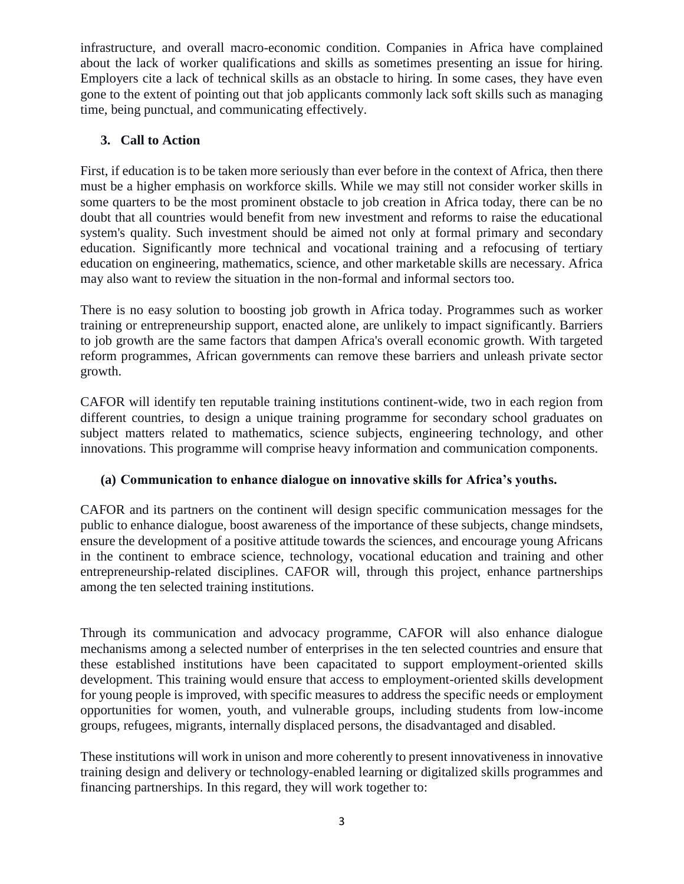infrastructure, and overall macro-economic condition. Companies in Africa have complained about the lack of worker qualifications and skills as sometimes presenting an issue for hiring. Employers cite a lack of technical skills as an obstacle to hiring. In some cases, they have even gone to the extent of pointing out that job applicants commonly lack soft skills such as managing time, being punctual, and communicating effectively.

## 3. Call to Action

First, if education is to be taken more seriously than ever before in the context of Africa, then there must be a higher emphasis on workforce skills. While we may still not consider worker skills in some quarters to be the most prominent obstacle to job creation in Africa today, there can be no doubt that all countries would benefit from new investment and reforms to raise the educational system's quality. Such investment should be aimed not only at formal primary and secondary education. Significantly more technical and vocational training and a refocusing of tertiary education on engineering, mathematics, science, and other marketable skills are necessary. Africa may also want to review the situation in the non-formal and informal sectors too.

There is no easy solution to boosting job growth in Africa today. Programmes such as worker training or entrepreneurship support, enacted alone, are unlikely to impact significantly. Barriers to job growth are the same factors that dampen Africa's overall economic growth. With targeted reform programmes, African governments can remove these barriers and unleash private sector growth.

CAFOR will identify ten reputable training institutions continent-wide, two in each region from different countries, to design a unique training programme for secondary school graduates on subject matters related to mathematics, science subjects, engineering technology, and other innovations. This programme will comprise heavy information and communication components.

### (a) Communication to enhance dialogue on innovative skills for Africa's youths.

CAFOR and its partners on the continent will design specific communication messages for the public to enhance dialogue, boost awareness of the importance of these subjects, change mindsets, ensure the development of a positive attitude towards the sciences, and encourage young Africans in the continent to embrace science, technology, vocational education and training and other entrepreneurship-related disciplines. CAFOR will, through this project, enhance partnerships among the ten selected training institutions.

Through its communication and advocacy programme, CAFOR will also enhance dialogue mechanisms among a selected number of enterprises in the ten selected countries and ensure that these established institutions have been capacitated to support employment-oriented skills development. This training would ensure that access to employment-oriented skills development for young people is improved, with specific measures to address the specific needs or employment opportunities for women, youth, and vulnerable groups, including students from low-income groups, refugees, migrants, internally displaced persons, the disadvantaged and disabled.

These institutions will work in unison and more coherently to present innovativeness in innovative training design and delivery or technology-enabled learning or digitalized skills programmes and financing partnerships. In this regard, they will work together to: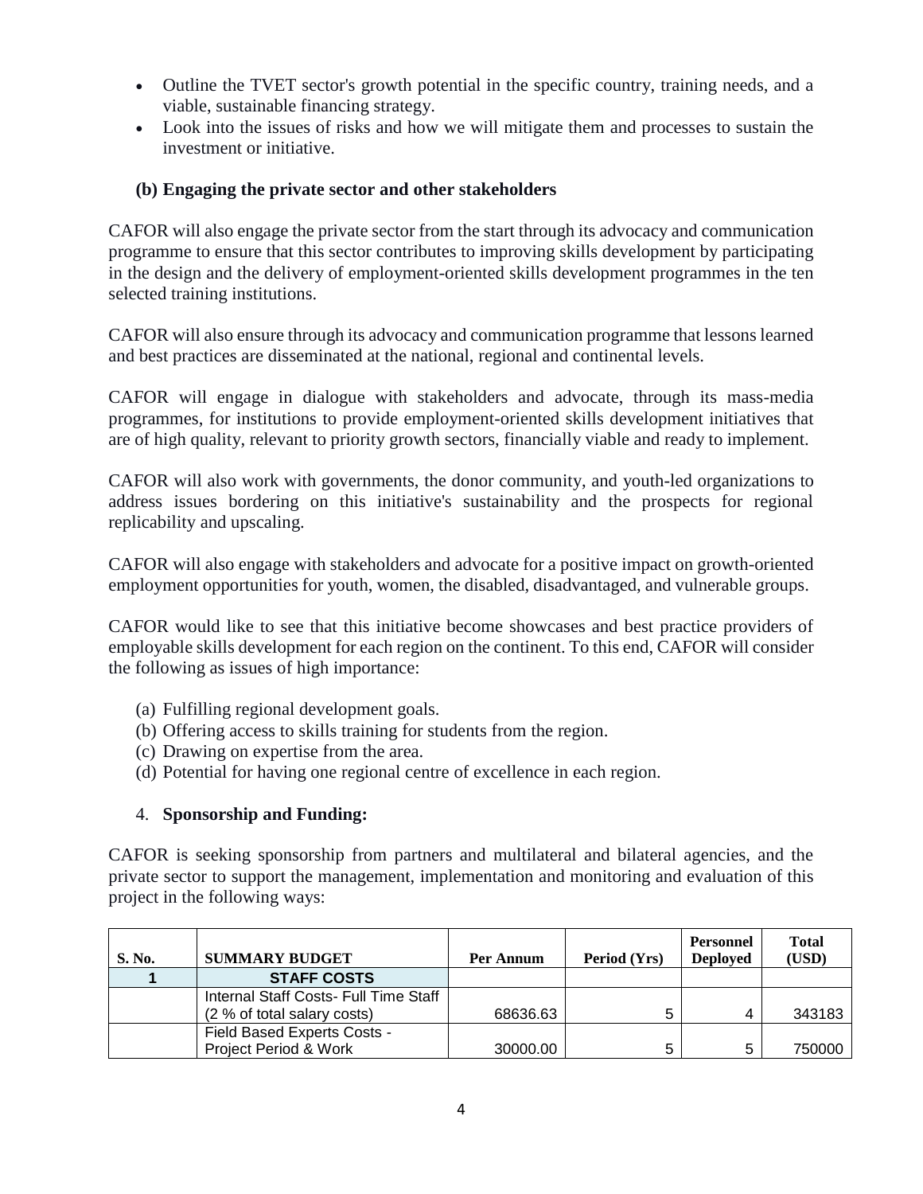- Outline the TVET sector's growth potential in the specific country, training needs, and a viable, sustainable financing strategy.
- Look into the issues of risks and how we will mitigate them and processes to sustain the investment or initiative.

### (b) Engaging the private sector and other stakeholders

CAFOR will also engage the private sector from the start through its advocacy and communication programme to ensure that this sector contributes to improving skills development by participating in the design and the delivery of employment-oriented skills development programmes in the ten selected training institutions.

CAFOR will also ensure through its advocacy and communication programme that lessons learned and best practices are disseminated at the national, regional and continental levels.

CAFOR will engage in dialogue with stakeholders and advocate, through its mass-media programmes, for institutions to provide employment-oriented skills development initiatives that are of high quality, relevant to priority growth sectors, financially viable and ready to implement.

CAFOR will also work with governments, the donor community, and youth-led organizations to address issues bordering on this initiative's sustainability and the prospects for regional replicability and upscaling.

CAFOR will also engage with stakeholders and advocate for a positive impact on growth-oriented employment opportunities for youth, women, the disabled, disadvantaged, and vulnerable groups.

CAFOR would like to see that this initiative become showcases and best practice providers of employable skills development for each region on the continent. To this end, CAFOR will consider the following as issues of high importance:

(a) Fulfilling regional development goals.
(b) Offering access to skills training for students from the region.
(c) Drawing on expertise from the area.
(d) Potential for having one regional centre of excellence in each region.

## 4. Sponsorship and Funding:

CAFOR is seeking sponsorship from partners and multilateral and bilateral agencies, and the private sector to support the management, implementation and monitoring and evaluation of this project in the following ways:

| S. No. | SUMMARY BUDGET | Per Annum | Period (Yrs) | Personnel Deployed | Total (USD) |
|---|---|---|---|---|---|
| 1 | STAFF COSTS | | | | |
| | Internal Staff Costs- Full Time Staff (2 % of total salary costs) | 68636.63 | 5 | 4 | 343183 |
| | Field Based Experts Costs - Project Period & Work | 30000.00 | 5 | 5 | 750000 |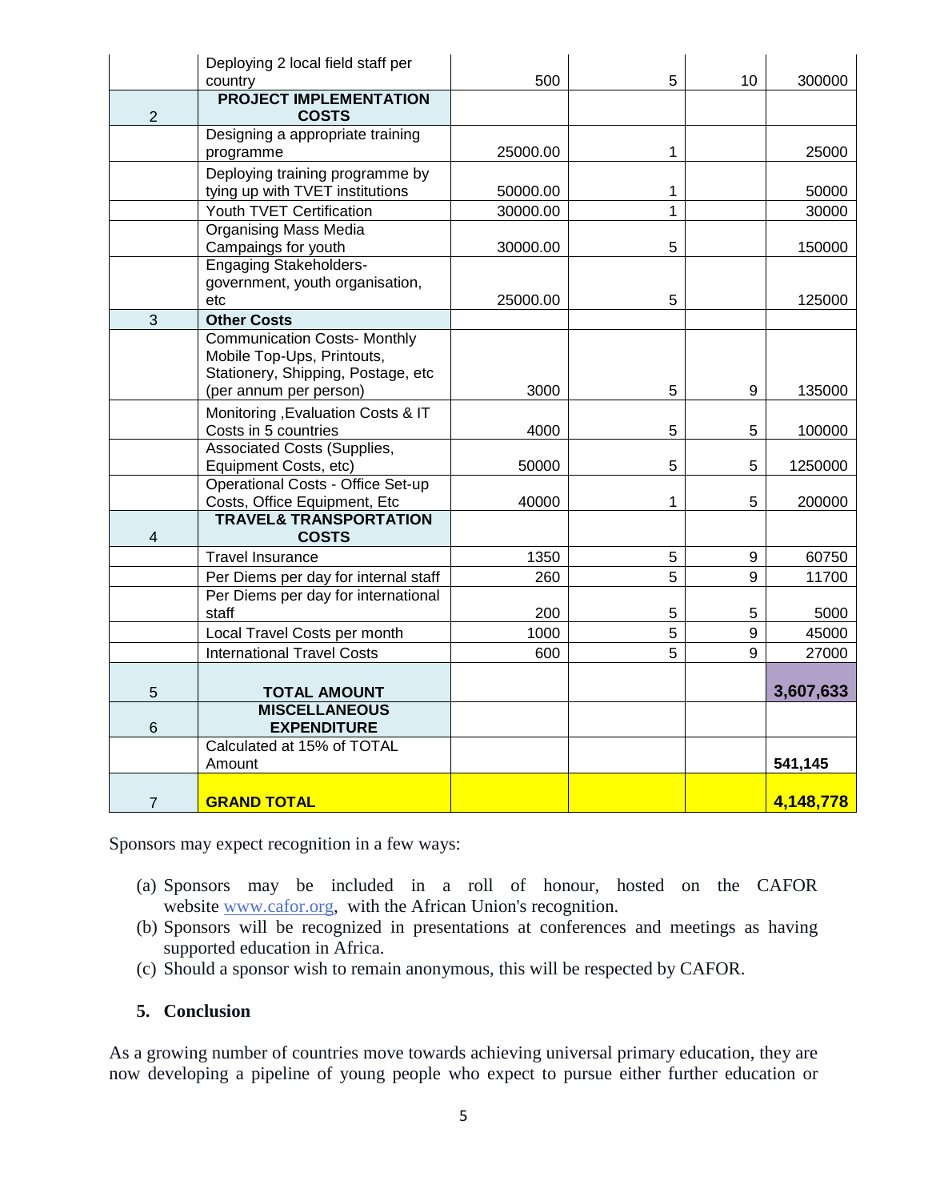|  | Deploying 2 local field staff per country | 500 | 5 | 10 | 300000 |
|---|---|---|---|---|---|
| 2 | **PROJECT IMPLEMENTATION COSTS** |  |  |  |  |
|  | Designing a appropriate training programme | 25000.00 | 1 |  | 25000 |
|  | Deploying training programme by tying up with TVET institutions | 50000.00 | 1 |  | 50000 |
|  | Youth TVET Certification | 30000.00 | 1 |  | 30000 |
|  | Organising Mass Media Campaings for youth | 30000.00 | 5 |  | 150000 |
|  | Engaging Stakeholders- government, youth organisation, etc | 25000.00 | 5 |  | 125000 |
| 3 | **Other Costs** |  |  |  |  |
|  | Communication Costs- Monthly Mobile Top-Ups, Printouts, Stationery, Shipping, Postage, etc (per annum per person) | 3000 | 5 | 9 | 135000 |
|  | Monitoring ,Evaluation Costs & IT Costs in 5 countries | 4000 | 5 | 5 | 100000 |
|  | Associated Costs (Supplies, Equipment Costs, etc) | 50000 | 5 | 5 | 1250000 |
|  | Operational Costs - Office Set-up Costs, Office Equipment, Etc | 40000 | 1 | 5 | 200000 |
| 4 | **TRAVEL& TRANSPORTATION COSTS** |  |  |  |  |
|  | Travel Insurance | 1350 | 5 | 9 | 60750 |
|  | Per Diems per day for internal staff | 260 | 5 | 9 | 11700 |
|  | Per Diems per day for international staff | 200 | 5 | 5 | 5000 |
|  | Local Travel Costs per month | 1000 | 5 | 9 | 45000 |
|  | International Travel Costs | 600 | 5 | 9 | 27000 |
| 5 | **TOTAL AMOUNT** |  |  |  | **3,607,633** |
| 6 | **MISCELLANEOUS EXPENDITURE** |  |  |  |  |
|  | Calculated at 15% of TOTAL Amount |  |  |  | **541,145** |
| 7 | **GRAND TOTAL** |  |  |  | **4,148,778** |

Sponsors may expect recognition in a few ways:

(a) Sponsors may be included in a roll of honour, hosted on the CAFOR website www.cafor.org, with the African Union's recognition.
(b) Sponsors will be recognized in presentations at conferences and meetings as having supported education in Africa.
(c) Should a sponsor wish to remain anonymous, this will be respected by CAFOR.

## 5. Conclusion

As a growing number of countries move towards achieving universal primary education, they are now developing a pipeline of young people who expect to pursue either further education or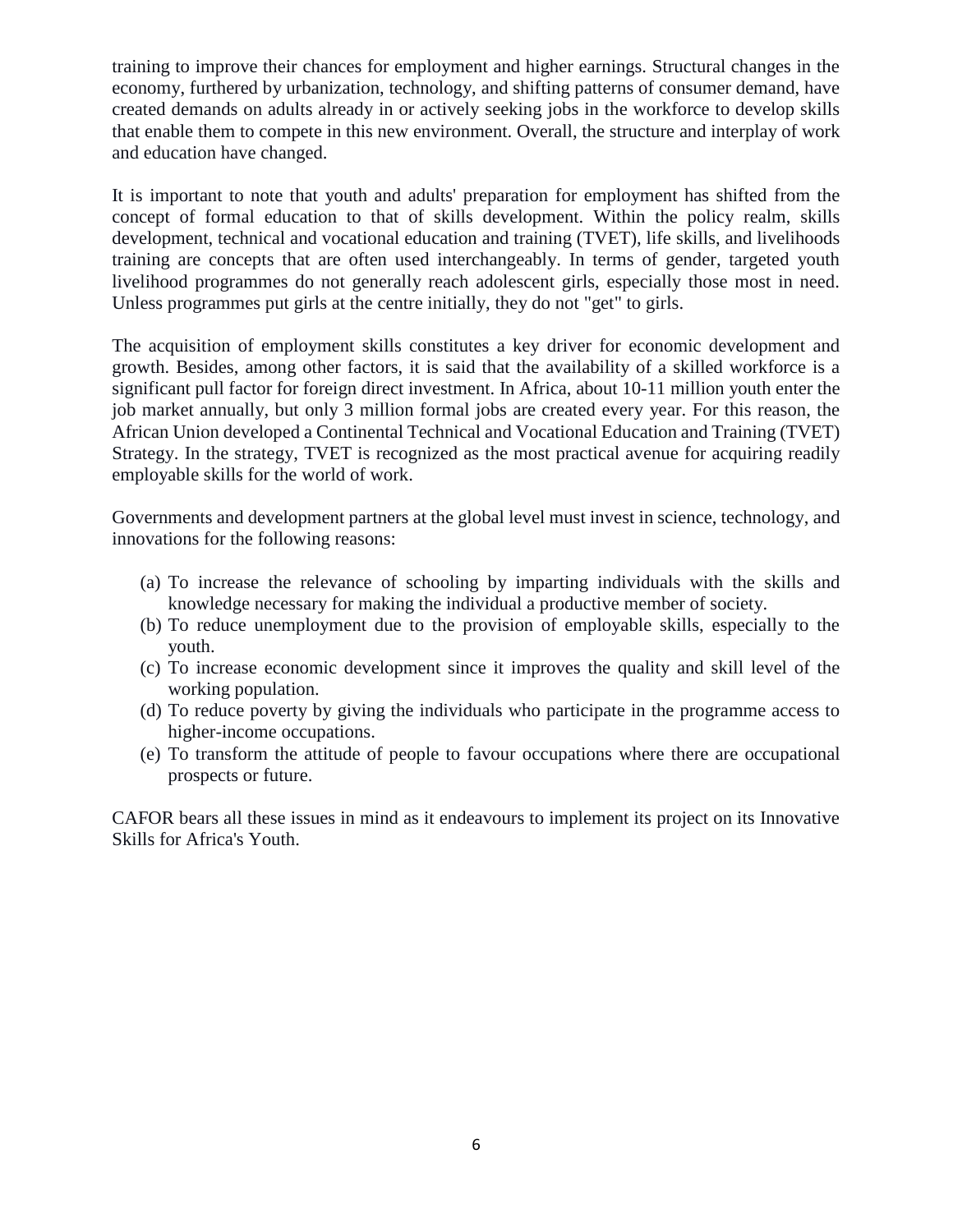training to improve their chances for employment and higher earnings. Structural changes in the economy, furthered by urbanization, technology, and shifting patterns of consumer demand, have created demands on adults already in or actively seeking jobs in the workforce to develop skills that enable them to compete in this new environment. Overall, the structure and interplay of work and education have changed.

It is important to note that youth and adults' preparation for employment has shifted from the concept of formal education to that of skills development. Within the policy realm, skills development, technical and vocational education and training (TVET), life skills, and livelihoods training are concepts that are often used interchangeably. In terms of gender, targeted youth livelihood programmes do not generally reach adolescent girls, especially those most in need. Unless programmes put girls at the centre initially, they do not "get" to girls.

The acquisition of employment skills constitutes a key driver for economic development and growth. Besides, among other factors, it is said that the availability of a skilled workforce is a significant pull factor for foreign direct investment. In Africa, about 10-11 million youth enter the job market annually, but only 3 million formal jobs are created every year. For this reason, the African Union developed a Continental Technical and Vocational Education and Training (TVET) Strategy. In the strategy, TVET is recognized as the most practical avenue for acquiring readily employable skills for the world of work.

Governments and development partners at the global level must invest in science, technology, and innovations for the following reasons:

(a) To increase the relevance of schooling by imparting individuals with the skills and knowledge necessary for making the individual a productive member of society.
(b) To reduce unemployment due to the provision of employable skills, especially to the youth.
(c) To increase economic development since it improves the quality and skill level of the working population.
(d) To reduce poverty by giving the individuals who participate in the programme access to higher-income occupations.
(e) To transform the attitude of people to favour occupations where there are occupational prospects or future.

CAFOR bears all these issues in mind as it endeavours to implement its project on its Innovative Skills for Africa's Youth.